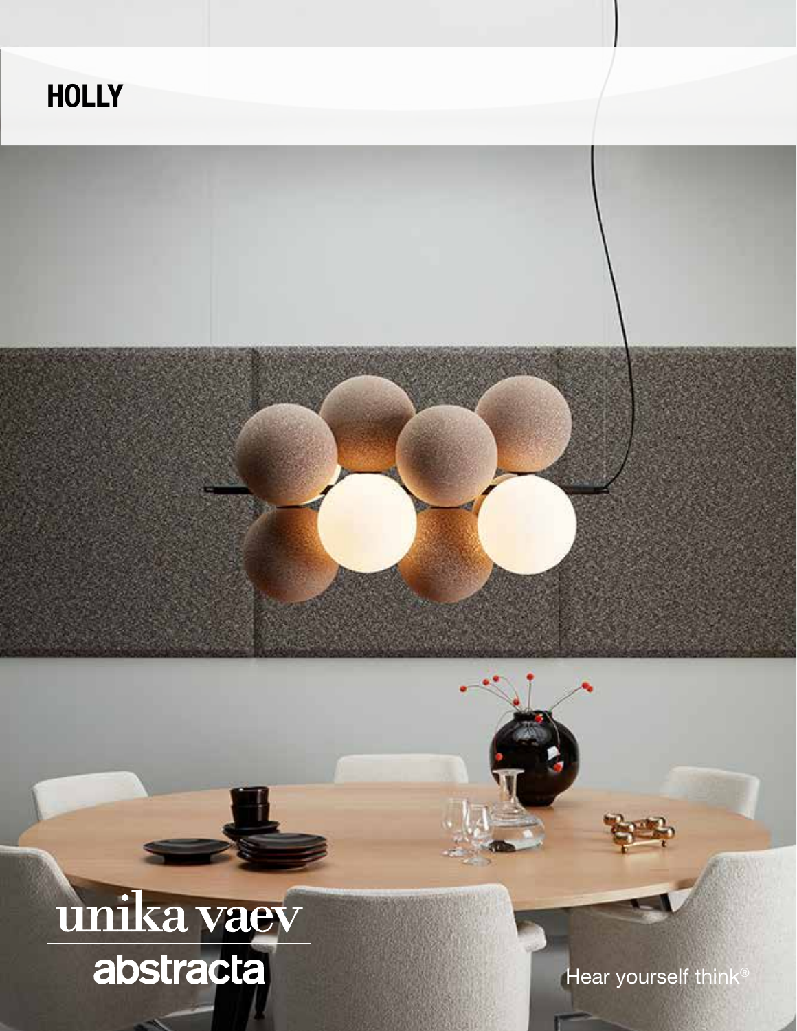# HOLLY

unika vaev

abstracta

Hear yourself think®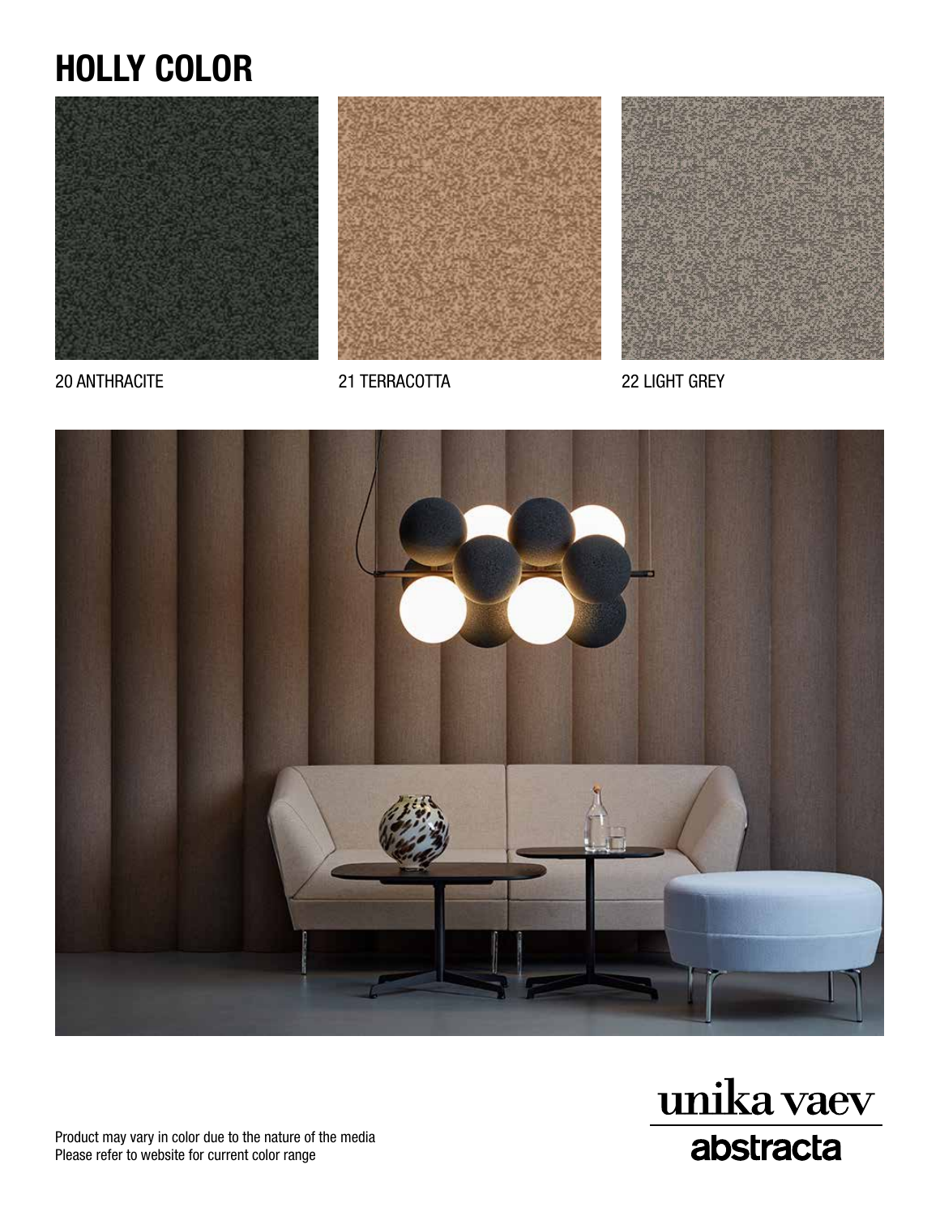# HOLLY COLOR

20 ANTHRACITE

21 TERRACOTTA

22 LIGHT GREY

Product may vary in color due to the nature of the media
Please refer to website for current color range

unika vaev

abstracta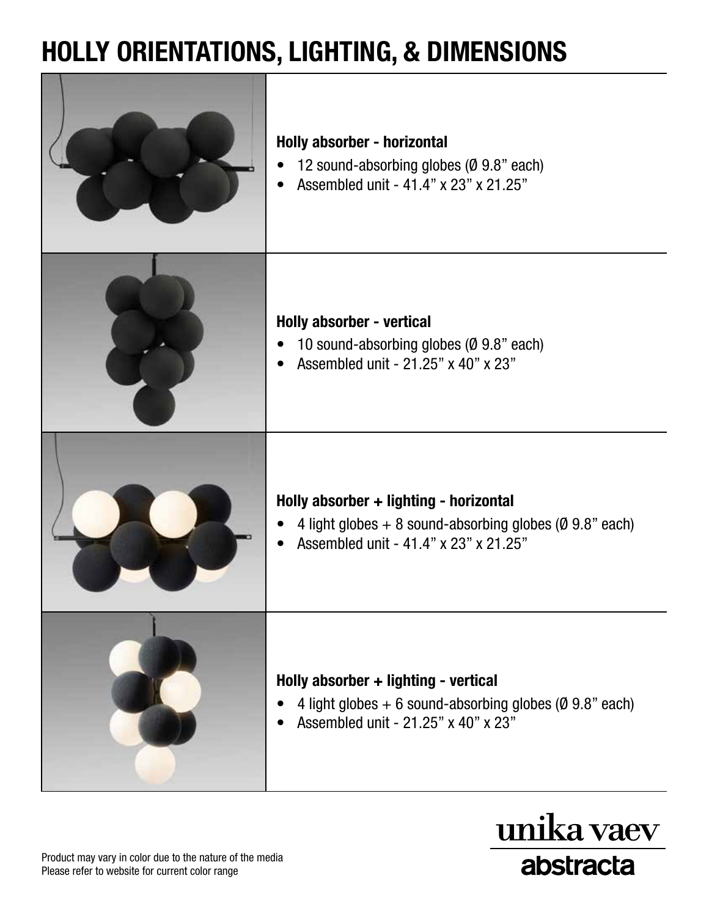# HOLLY ORIENTATIONS, LIGHTING, & DIMENSIONS

**Holly absorber - horizontal**

- 12 sound-absorbing globes (Ø 9.8" each)
- Assembled unit - 41.4" x 23" x 21.25"

**Holly absorber - vertical**

- 10 sound-absorbing globes (Ø 9.8" each)
- Assembled unit - 21.25" x 40" x 23"

**Holly absorber + lighting - horizontal**

- 4 light globes + 8 sound-absorbing globes (Ø 9.8" each)
- Assembled unit - 41.4" x 23" x 21.25"

**Holly absorber + lighting - vertical**

- 4 light globes + 6 sound-absorbing globes (Ø 9.8" each)
- Assembled unit - 21.25" x 40" x 23"

Product may vary in color due to the nature of the media
Please refer to website for current color range

unika vaev
abstracta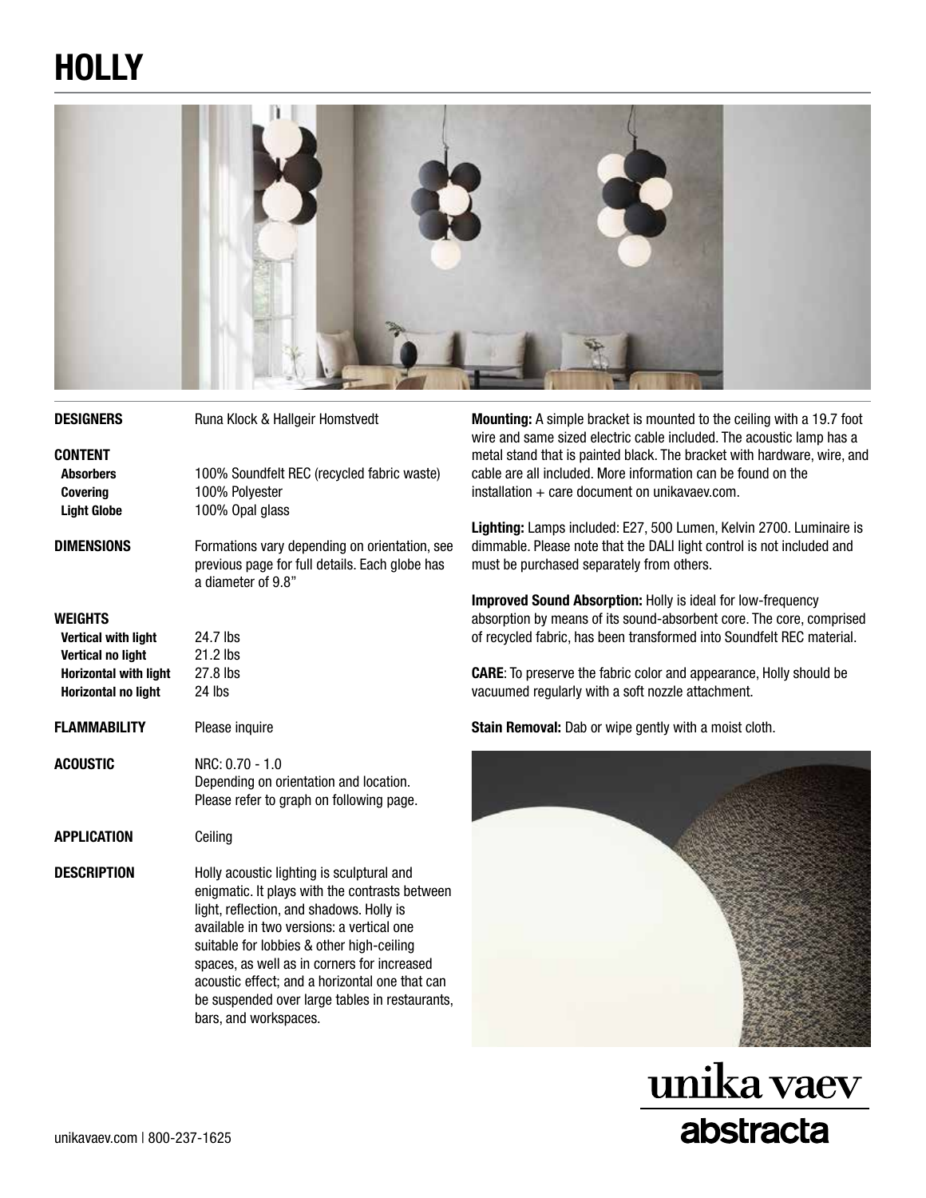# HOLLY

**DESIGNERS** Runa Klock & Hallgeir Homstvedt

**CONTENT**

| | |
|---|---|
| **Absorbers** | 100% Soundfelt REC (recycled fabric waste) |
| **Covering** | 100% Polyester |
| **Light Globe** | 100% Opal glass |

**DIMENSIONS** Formations vary depending on orientation, see previous page for full details. Each globe has a diameter of 9.8"

**WEIGHTS**

| | |
|---|---|
| **Vertical with light** | 24.7 lbs |
| **Vertical no light** | 21.2 lbs |
| **Horizontal with light** | 27.8 lbs |
| **Horizontal no light** | 24 lbs |

**FLAMMABILITY** Please inquire

**ACOUSTIC** NRC: 0.70 - 1.0
Depending on orientation and location. Please refer to graph on following page.

**APPLICATION** Ceiling

**DESCRIPTION** Holly acoustic lighting is sculptural and enigmatic. It plays with the contrasts between light, reflection, and shadows. Holly is available in two versions: a vertical one suitable for lobbies & other high-ceiling spaces, as well as in corners for increased acoustic effect; and a horizontal one that can be suspended over large tables in restaurants, bars, and workspaces.

**Mounting:** A simple bracket is mounted to the ceiling with a 19.7 foot wire and same sized electric cable included. The acoustic lamp has a metal stand that is painted black. The bracket with hardware, wire, and cable are all included. More information can be found on the installation + care document on unikavaev.com.

**Lighting:** Lamps included: E27, 500 Lumen, Kelvin 2700. Luminaire is dimmable. Please note that the DALI light control is not included and must be purchased separately from others.

**Improved Sound Absorption:** Holly is ideal for low-frequency absorption by means of its sound-absorbent core. The core, comprised of recycled fabric, has been transformed into Soundfelt REC material.

**CARE**: To preserve the fabric color and appearance, Holly should be vacuumed regularly with a soft nozzle attachment.

**Stain Removal:** Dab or wipe gently with a moist cloth.

unika vaev
abstracta

unikavaev.com | 800-237-1625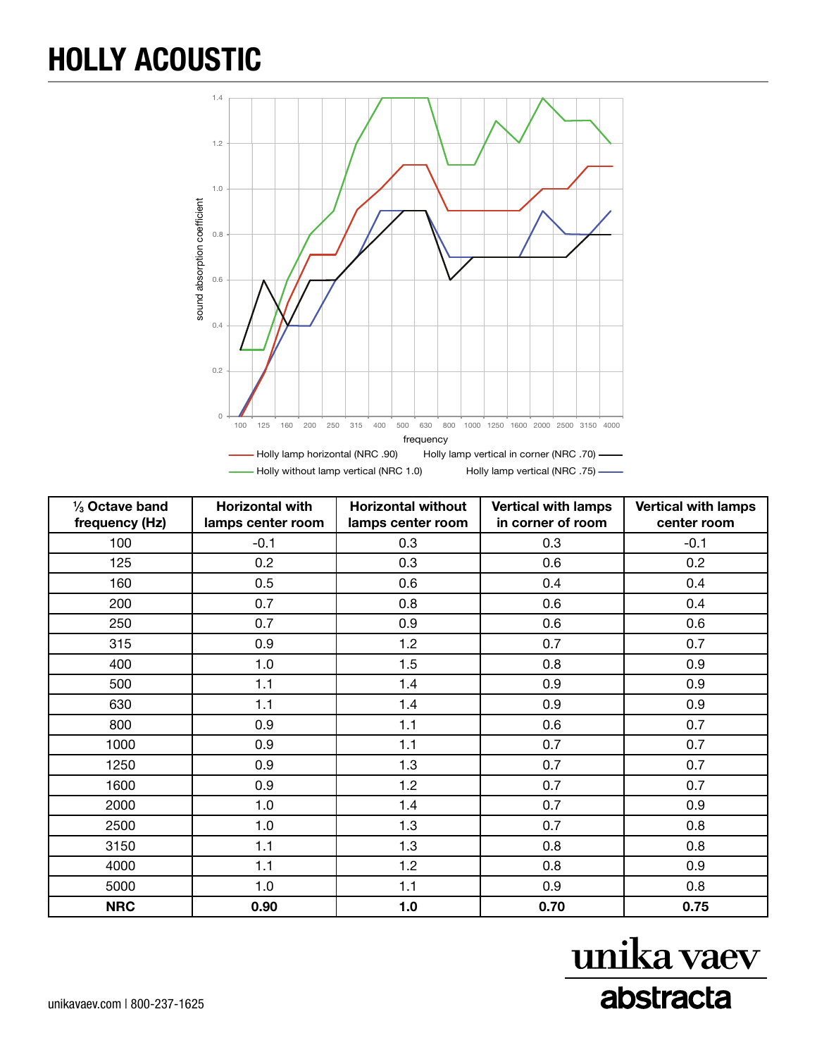# HOLLY ACOUSTIC

1.4
1.2
1.0
0.8
0.6
0.4
0.2
0

sound absorption coefficient

100 125 160 200 250 315 400 500 630 800 1000 1250 1600 2000 2500 3150 4000

frequency

Holly lamp horizontal (NRC .90)
Holly lamp vertical in corner (NRC .70)
Holly without lamp vertical (NRC 1.0)
Holly lamp vertical (NRC .75)

| ⅓ Octave band frequency (Hz) | Horizontal with lamps center room | Horizontal without lamps center room | Vertical with lamps in corner of room | Vertical with lamps center room |
|---|---|---|---|---|
| 100 | -0.1 | 0.3 | 0.3 | -0.1 |
| 125 | 0.2 | 0.3 | 0.6 | 0.2 |
| 160 | 0.5 | 0.6 | 0.4 | 0.4 |
| 200 | 0.7 | 0.8 | 0.6 | 0.4 |
| 250 | 0.7 | 0.9 | 0.6 | 0.6 |
| 315 | 0.9 | 1.2 | 0.7 | 0.7 |
| 400 | 1.0 | 1.5 | 0.8 | 0.9 |
| 500 | 1.1 | 1.4 | 0.9 | 0.9 |
| 630 | 1.1 | 1.4 | 0.9 | 0.9 |
| 800 | 0.9 | 1.1 | 0.6 | 0.7 |
| 1000 | 0.9 | 1.1 | 0.7 | 0.7 |
| 1250 | 0.9 | 1.3 | 0.7 | 0.7 |
| 1600 | 0.9 | 1.2 | 0.7 | 0.7 |
| 2000 | 1.0 | 1.4 | 0.7 | 0.9 |
| 2500 | 1.0 | 1.3 | 0.7 | 0.8 |
| 3150 | 1.1 | 1.3 | 0.8 | 0.8 |
| 4000 | 1.1 | 1.2 | 0.8 | 0.9 |
| 5000 | 1.0 | 1.1 | 0.9 | 0.8 |
| **NRC** | **0.90** | **1.0** | **0.70** | **0.75** |

unika vaev
abstracta

unikavaev.com | 800-237-1625